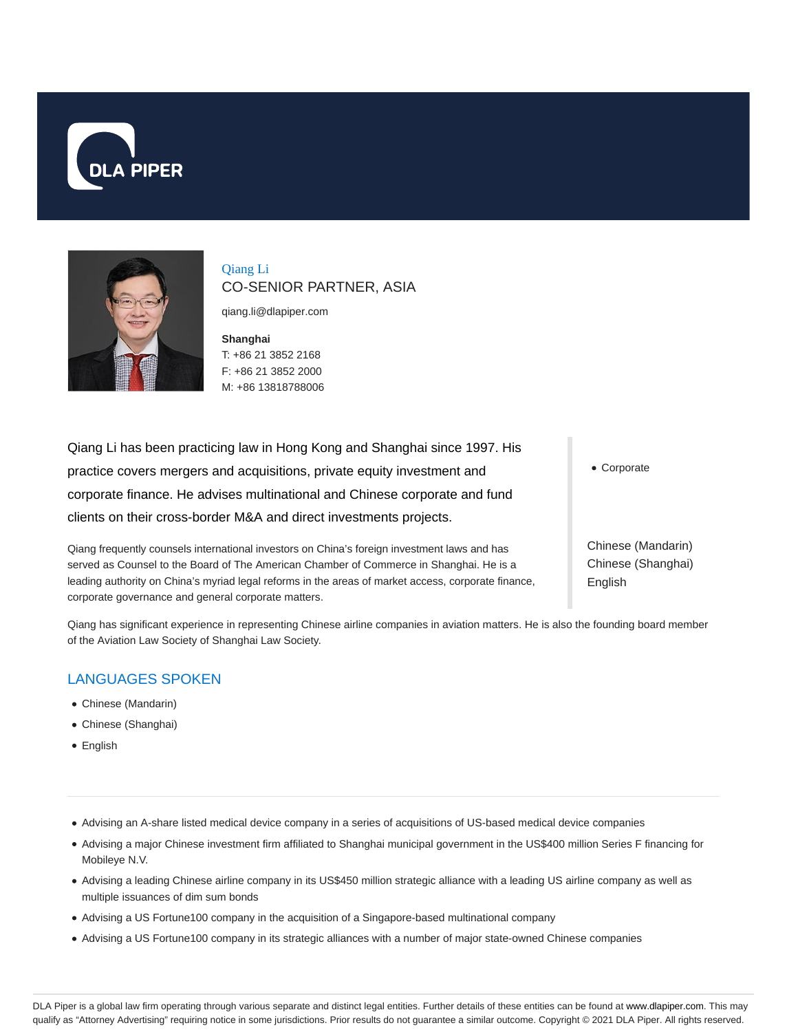DLA PIPER

# Qiang Li

## CO-SENIOR PARTNER, ASIA

qiang.li@dlapiper.com

**Shanghai**
T: +86 21 3852 2168
F: +86 21 3852 2000
M: +86 13818788006

Qiang Li has been practicing law in Hong Kong and Shanghai since 1997. His practice covers mergers and acquisitions, private equity investment and corporate finance. He advises multinational and Chinese corporate and fund clients on their cross-border M&A and direct investments projects.

Qiang frequently counsels international investors on China's foreign investment laws and has served as Counsel to the Board of The American Chamber of Commerce in Shanghai. He is a leading authority on China's myriad legal reforms in the areas of market access, corporate finance, corporate governance and general corporate matters.

- Corporate

Chinese (Mandarin)
Chinese (Shanghai)
English

Qiang has significant experience in representing Chinese airline companies in aviation matters. He is also the founding board member of the Aviation Law Society of Shanghai Law Society.

## LANGUAGES SPOKEN

- Chinese (Mandarin)
- Chinese (Shanghai)
- English

---

- Advising an A-share listed medical device company in a series of acquisitions of US-based medical device companies
- Advising a major Chinese investment firm affiliated to Shanghai municipal government in the US$400 million Series F financing for Mobileye N.V.
- Advising a leading Chinese airline company in its US$450 million strategic alliance with a leading US airline company as well as multiple issuances of dim sum bonds
- Advising a US Fortune100 company in the acquisition of a Singapore-based multinational company
- Advising a US Fortune100 company in its strategic alliances with a number of major state-owned Chinese companies

DLA Piper is a global law firm operating through various separate and distinct legal entities. Further details of these entities can be found at www.dlapiper.com. This may qualify as "Attorney Advertising" requiring notice in some jurisdictions. Prior results do not guarantee a similar outcome. Copyright © 2021 DLA Piper. All rights reserved.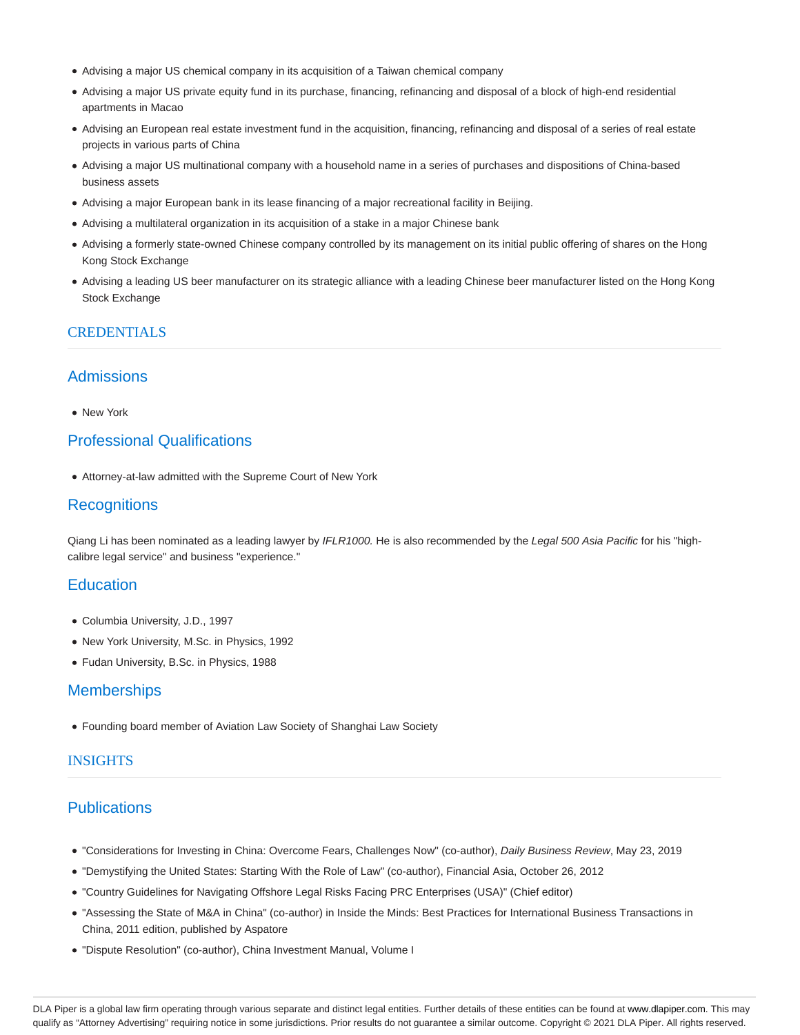- Advising a major US chemical company in its acquisition of a Taiwan chemical company
- Advising a major US private equity fund in its purchase, financing, refinancing and disposal of a block of high-end residential apartments in Macao
- Advising an European real estate investment fund in the acquisition, financing, refinancing and disposal of a series of real estate projects in various parts of China
- Advising a major US multinational company with a household name in a series of purchases and dispositions of China-based business assets
- Advising a major European bank in its lease financing of a major recreational facility in Beijing.
- Advising a multilateral organization in its acquisition of a stake in a major Chinese bank
- Advising a formerly state-owned Chinese company controlled by its management on its initial public offering of shares on the Hong Kong Stock Exchange
- Advising a leading US beer manufacturer on its strategic alliance with a leading Chinese beer manufacturer listed on the Hong Kong Stock Exchange

## CREDENTIALS

### Admissions

- New York

### Professional Qualifications

- Attorney-at-law admitted with the Supreme Court of New York

### Recognitions

Qiang Li has been nominated as a leading lawyer by *IFLR1000.* He is also recommended by the *Legal 500 Asia Pacific* for his "high-calibre legal service" and business "experience."

### Education

- Columbia University, J.D., 1997
- New York University, M.Sc. in Physics, 1992
- Fudan University, B.Sc. in Physics, 1988

### Memberships

- Founding board member of Aviation Law Society of Shanghai Law Society

## INSIGHTS

### Publications

- "Considerations for Investing in China: Overcome Fears, Challenges Now" (co-author), *Daily Business Review*, May 23, 2019
- "Demystifying the United States: Starting With the Role of Law" (co-author), Financial Asia, October 26, 2012
- "Country Guidelines for Navigating Offshore Legal Risks Facing PRC Enterprises (USA)" (Chief editor)
- "Assessing the State of M&A in China" (co-author) in Inside the Minds: Best Practices for International Business Transactions in China, 2011 edition, published by Aspatore
- "Dispute Resolution" (co-author), China Investment Manual, Volume I

DLA Piper is a global law firm operating through various separate and distinct legal entities. Further details of these entities can be found at www.dlapiper.com. This may qualify as "Attorney Advertising" requiring notice in some jurisdictions. Prior results do not guarantee a similar outcome. Copyright © 2021 DLA Piper. All rights reserved.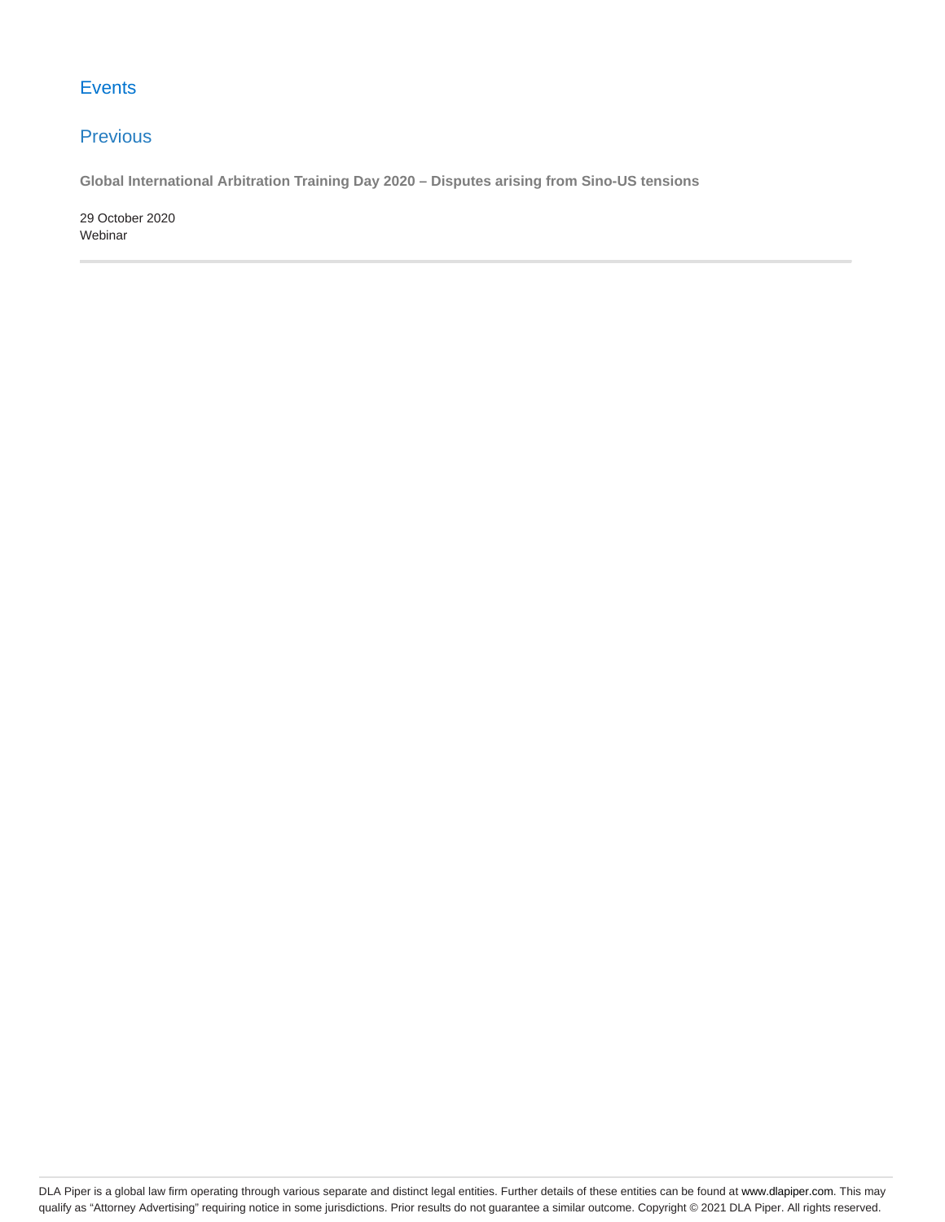## Events

### Previous

**Global International Arbitration Training Day 2020 – Disputes arising from Sino-US tensions**

29 October 2020
Webinar

---

DLA Piper is a global law firm operating through various separate and distinct legal entities. Further details of these entities can be found at www.dlapiper.com. This may qualify as "Attorney Advertising" requiring notice in some jurisdictions. Prior results do not guarantee a similar outcome. Copyright © 2021 DLA Piper. All rights reserved.